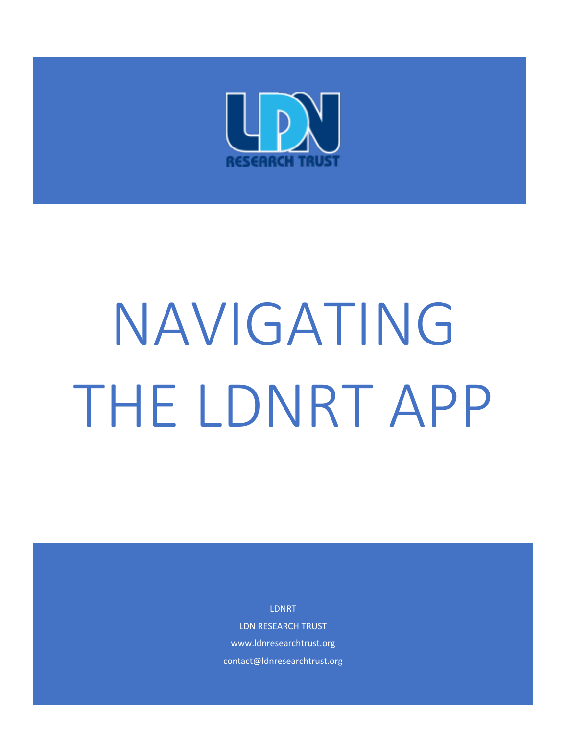# NAVIGATING THE LDNRT APP

LDNRT

LDN RESEARCH TRUST

www.ldnresearchtrust.org

contact@ldnresearchtrust.org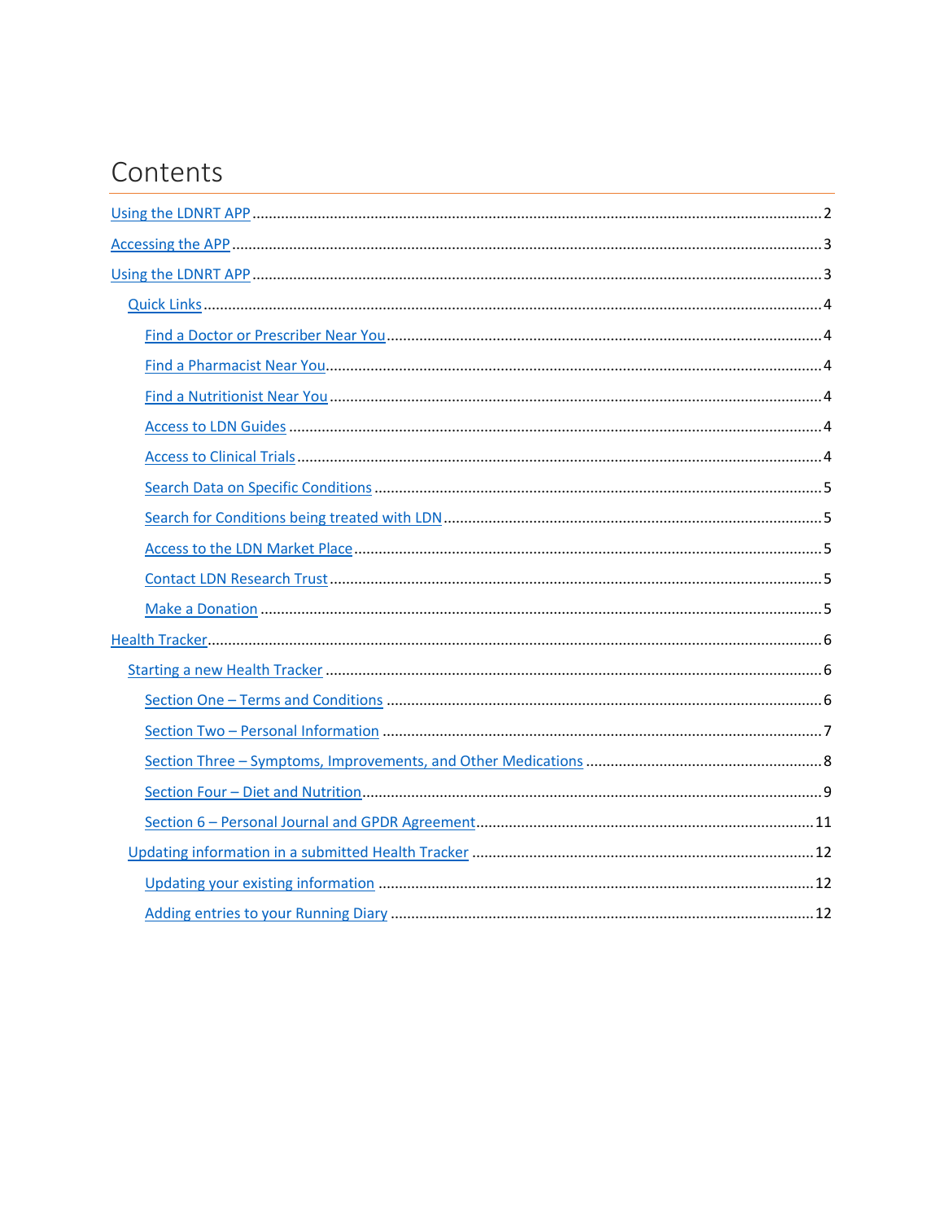# Contents

- Using the LDNRT APP ..... 2
- Accessing the APP ..... 3
- Using the LDNRT APP ..... 3
  - Quick Links ..... 4
    - Find a Doctor or Prescriber Near You ..... 4
    - Find a Pharmacist Near You ..... 4
    - Find a Nutritionist Near You ..... 4
    - Access to LDN Guides ..... 4
    - Access to Clinical Trials ..... 4
    - Search Data on Specific Conditions ..... 5
    - Search for Conditions being treated with LDN ..... 5
    - Access to the LDN Market Place ..... 5
    - Contact LDN Research Trust ..... 5
    - Make a Donation ..... 5
- Health Tracker ..... 6
  - Starting a new Health Tracker ..... 6
    - Section One – Terms and Conditions ..... 6
    - Section Two – Personal Information ..... 7
    - Section Three – Symptoms, Improvements, and Other Medications ..... 8
    - Section Four – Diet and Nutrition ..... 9
    - Section 6 – Personal Journal and GPDR Agreement ..... 11
  - Updating information in a submitted Health Tracker ..... 12
    - Updating your existing information ..... 12
    - Adding entries to your Running Diary ..... 12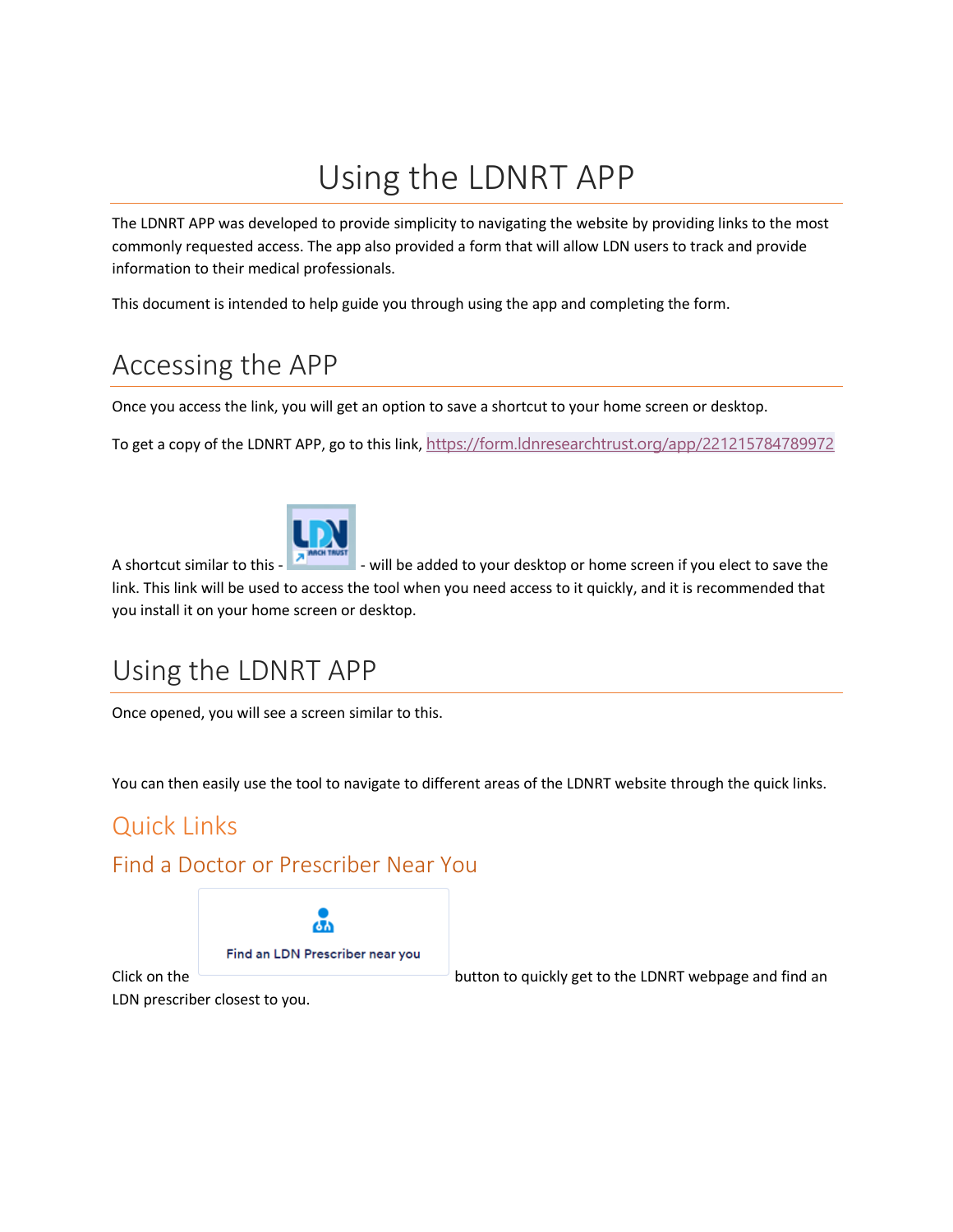# Using the LDNRT APP

The LDNRT APP was developed to provide simplicity to navigating the website by providing links to the most commonly requested access. The app also provided a form that will allow LDN users to track and provide information to their medical professionals.

This document is intended to help guide you through using the app and completing the form.

## Accessing the APP

Once you access the link, you will get an option to save a shortcut to your home screen or desktop.

To get a copy of the LDNRT APP, go to this link, https://form.ldnresearchtrust.org/app/221215784789972

A shortcut similar to this - - will be added to your desktop or home screen if you elect to save the link. This link will be used to access the tool when you need access to it quickly, and it is recommended that you install it on your home screen or desktop.

## Using the LDNRT APP

Once opened, you will see a screen similar to this.

You can then easily use the tool to navigate to different areas of the LDNRT website through the quick links.

### Quick Links

### Find a Doctor or Prescriber Near You

Click on the **Find an LDN Prescriber near you** button to quickly get to the LDNRT webpage and find an LDN prescriber closest to you.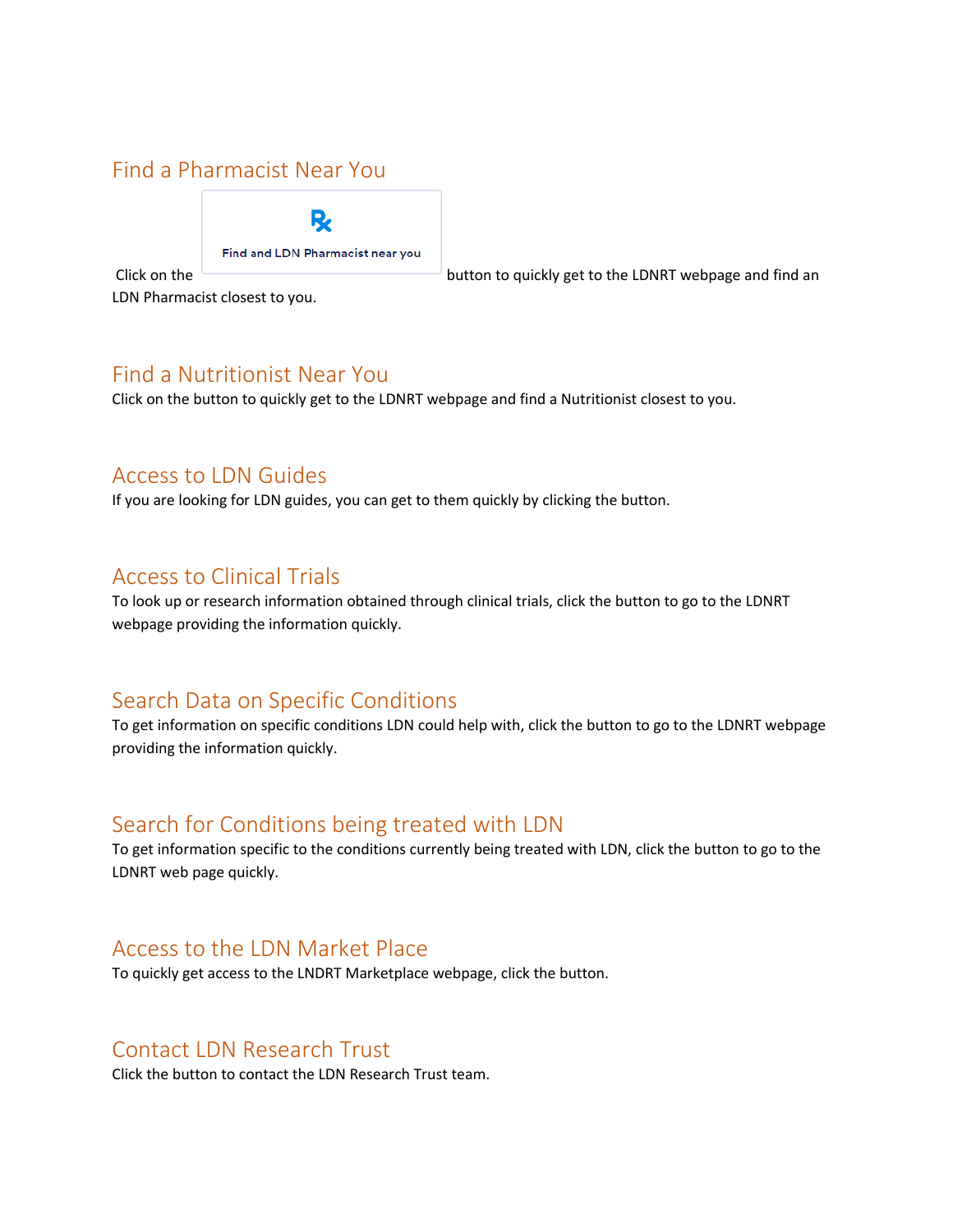## Find a Pharmacist Near You

Click on the [Find and LDN Pharmacist near you] button to quickly get to the LDNRT webpage and find an LDN Pharmacist closest to you.

## Find a Nutritionist Near You

Click on the button to quickly get to the LDNRT webpage and find a Nutritionist closest to you.

## Access to LDN Guides

If you are looking for LDN guides, you can get to them quickly by clicking the button.

## Access to Clinical Trials

To look up or research information obtained through clinical trials, click the button to go to the LDNRT webpage providing the information quickly.

## Search Data on Specific Conditions

To get information on specific conditions LDN could help with, click the button to go to the LDNRT webpage providing the information quickly.

## Search for Conditions being treated with LDN

To get information specific to the conditions currently being treated with LDN, click the button to go to the LDNRT web page quickly.

## Access to the LDN Market Place

To quickly get access to the LNDRT Marketplace webpage, click the button.

## Contact LDN Research Trust

Click the button to contact the LDN Research Trust team.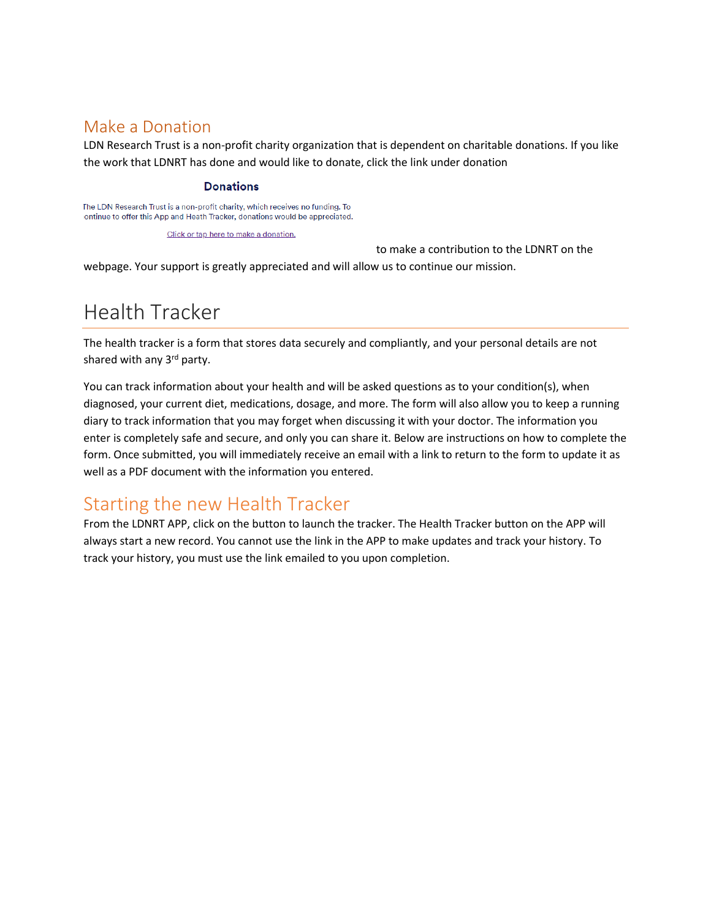## Make a Donation

LDN Research Trust is a non-profit charity organization that is dependent on charitable donations. If you like the work that LDNRT has done and would like to donate, click the link under donation

**Donations**

The LDN Research Trust is a non-profit charity, which receives no funding. To continue to offer this App and Heath Tracker, donations would be appreciated.

Click or tap here to make a donation.

to make a contribution to the LDNRT on the webpage. Your support is greatly appreciated and will allow us to continue our mission.

# Health Tracker

The health tracker is a form that stores data securely and compliantly, and your personal details are not shared with any 3rd party.

You can track information about your health and will be asked questions as to your condition(s), when diagnosed, your current diet, medications, dosage, and more. The form will also allow you to keep a running diary to track information that you may forget when discussing it with your doctor. The information you enter is completely safe and secure, and only you can share it. Below are instructions on how to complete the form. Once submitted, you will immediately receive an email with a link to return to the form to update it as well as a PDF document with the information you entered.

## Starting the new Health Tracker

From the LDNRT APP, click on the button to launch the tracker. The Health Tracker button on the APP will always start a new record. You cannot use the link in the APP to make updates and track your history. To track your history, you must use the link emailed to you upon completion.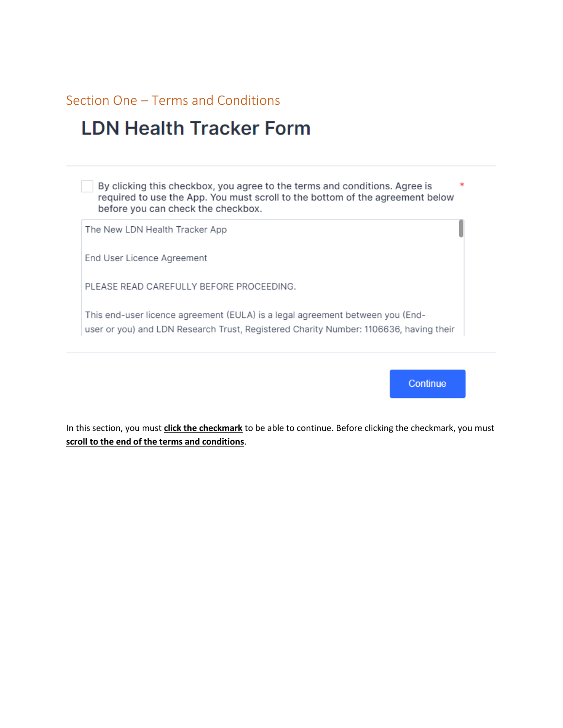## Section One – Terms and Conditions

# LDN Health Tracker Form

- [ ] By clicking this checkbox, you agree to the terms and conditions. Agree is required to use the App. You must scroll to the bottom of the agreement below before you can check the checkbox. *

The New LDN Health Tracker App

End User Licence Agreement

PLEASE READ CAREFULLY BEFORE PROCEEDING.

This end-user licence agreement (EULA) is a legal agreement between you (End-user or you) and LDN Research Trust, Registered Charity Number: 1106636, having their

Continue

In this section, you must **click the checkmark** to be able to continue. Before clicking the checkmark, you must **scroll to the end of the terms and conditions**.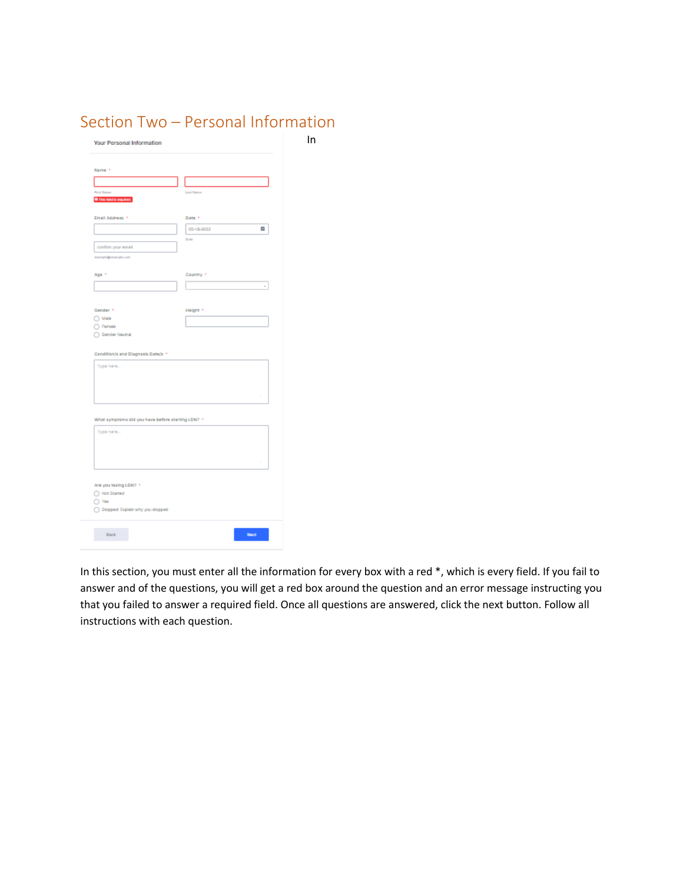## Section Two – Personal Information

Your Personal Information

Name *

First Name | Last Name

This field is required.

Email Address *

confirm your email

example@example.com

Date *

05-18-2022

Date

Age *

Country *

Gender *

- Male
- Female
- Gender Neutral

Height *

Condition/s and Diagnosis Date/s *

Type here...

What symptoms did you have before starting LDN? *

Type here...

Are you taking LDN? *

- Not Started
- Yes
- Stopped: Explain why you stopped

Back | Next

In

In this section, you must enter all the information for every box with a red *, which is every field. If you fail to answer and of the questions, you will get a red box around the question and an error message instructing you that you failed to answer a required field. Once all questions are answered, click the next button. Follow all instructions with each question.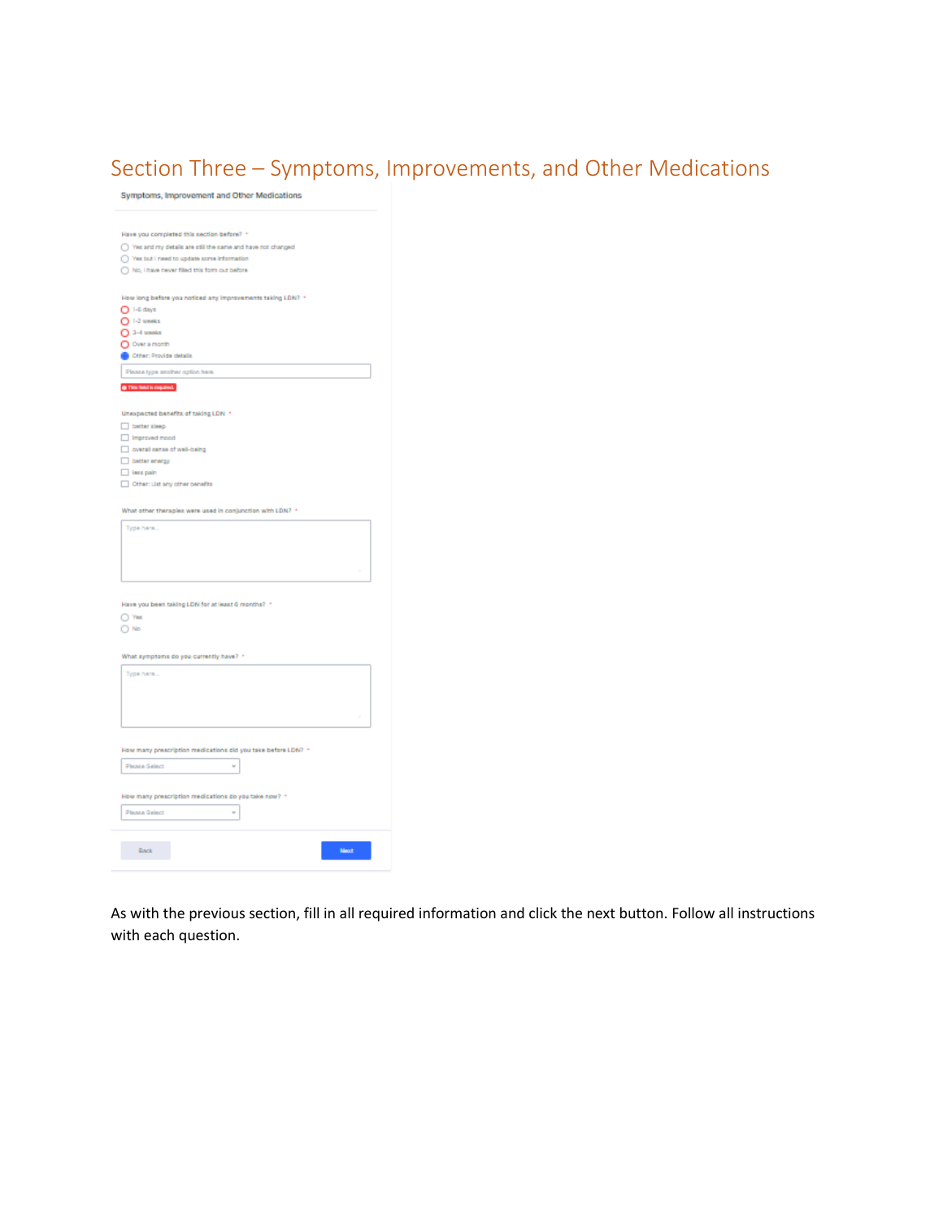# Section Three – Symptoms, Improvements, and Other Medications

**Symptoms, Improvement and Other Medications**

Have you completed this section before? *

- Yes and my details are still the same and have not changed
- Yes but I need to update some information
- No, I have never filled this form out before

How long before you noticed any improvements taking LDN? *

- 1-6 days
- 1-2 weeks
- 3-4 weeks
- Over a month
- Other: Provide details

Please type another option here

This field is required.

Unexpected benefits of taking LDN *

- better sleep
- improved mood
- overall sense of well-being
- better energy
- less pain
- Other: List any other benefits

What other therapies were used in conjunction with LDN? *

Type here...

Have you been taking LDN for at least 6 months? *

- Yes
- No

What symptoms do you currently have? *

Type here...

How many prescription medications did you take before LDN? *

Please Select

How many prescription medications do you take now? *

Please Select

Back | Next

As with the previous section, fill in all required information and click the next button. Follow all instructions with each question.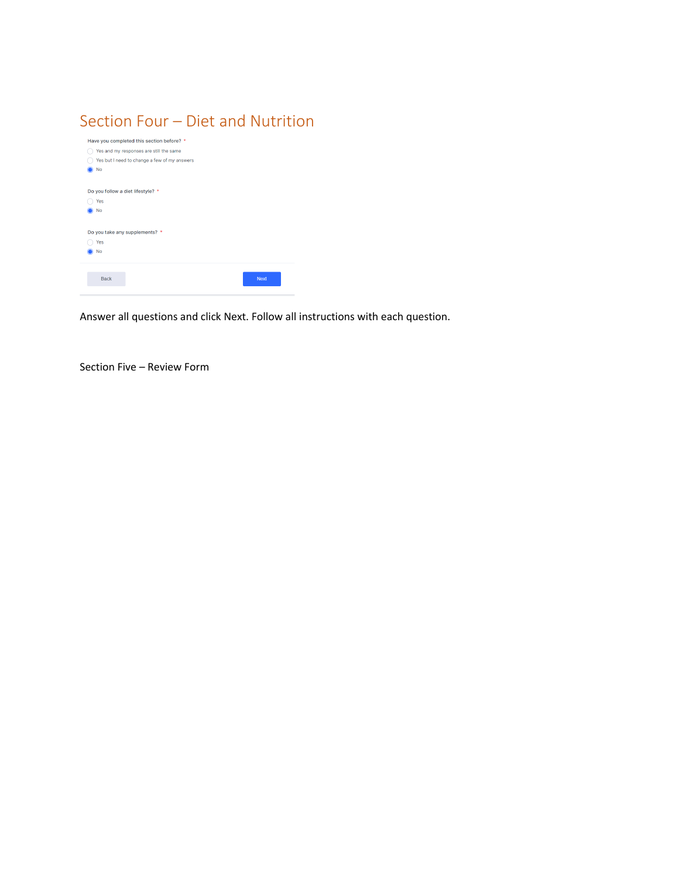# Section Four – Diet and Nutrition

Have you completed this section before? *

- ○ Yes and my responses are still the same
- ○ Yes but I need to change a few of my answers
- ◉ No

Do you follow a diet lifestyle? *

- ○ Yes
- ◉ No

Do you take any supplements? *

- ○ Yes
- ◉ No

Back    Next

Answer all questions and click Next. Follow all instructions with each question.

Section Five – Review Form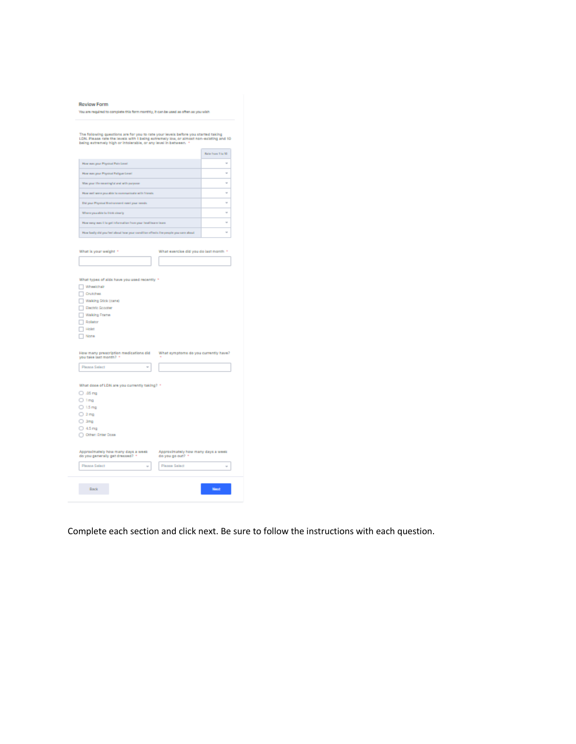### Review Form

You are required to complete this form monthly, it can be used as often as you wish

The following questions are for you to rate your levels before you started taking LDN. Please rate the levels with 1 being extremely low, or almost non-existing and 10 being extremely high or intolerable, or any level in between. *

| | Rate from 1 to 10 |
|---|---|
| How was your Physical Pain Level | |
| How was your Physical Fatigue Level | |
| Was your life meaningful and with purpose | |
| How well were you able to communicate with friends | |
| Did your Physical Environment meet your needs | |
| Where you able to think clearly | |
| How easy was it to get information from your healthcare team | |
| How badly did you feel about how your condition affects the people you care about | |

What is your weight *

What exercise did you do last month *

What types of aids have you used recently *

- [ ] Wheelchair
- [ ] Crutches
- [ ] Walking Stick (cane)
- [ ] Electric Scooter
- [ ] Walking Frame
- [ ] Rollator
- [ ] Hoist
- [ ] None

How many prescription medications did you take last month? *

Please Select

What symptoms do you currently have? *

What dose of LDN are you currently taking? *

- .05 mg
- 1 mg
- 1.5 mg
- 2 mg
- 3mg
- 4.5 mg
- Other: Enter Dose

Approximately how many days a week do you generally get dressed? *

Please Select

Approximately how many days a week do you go out? *

Please Select

Back Next

Complete each section and click next. Be sure to follow the instructions with each question.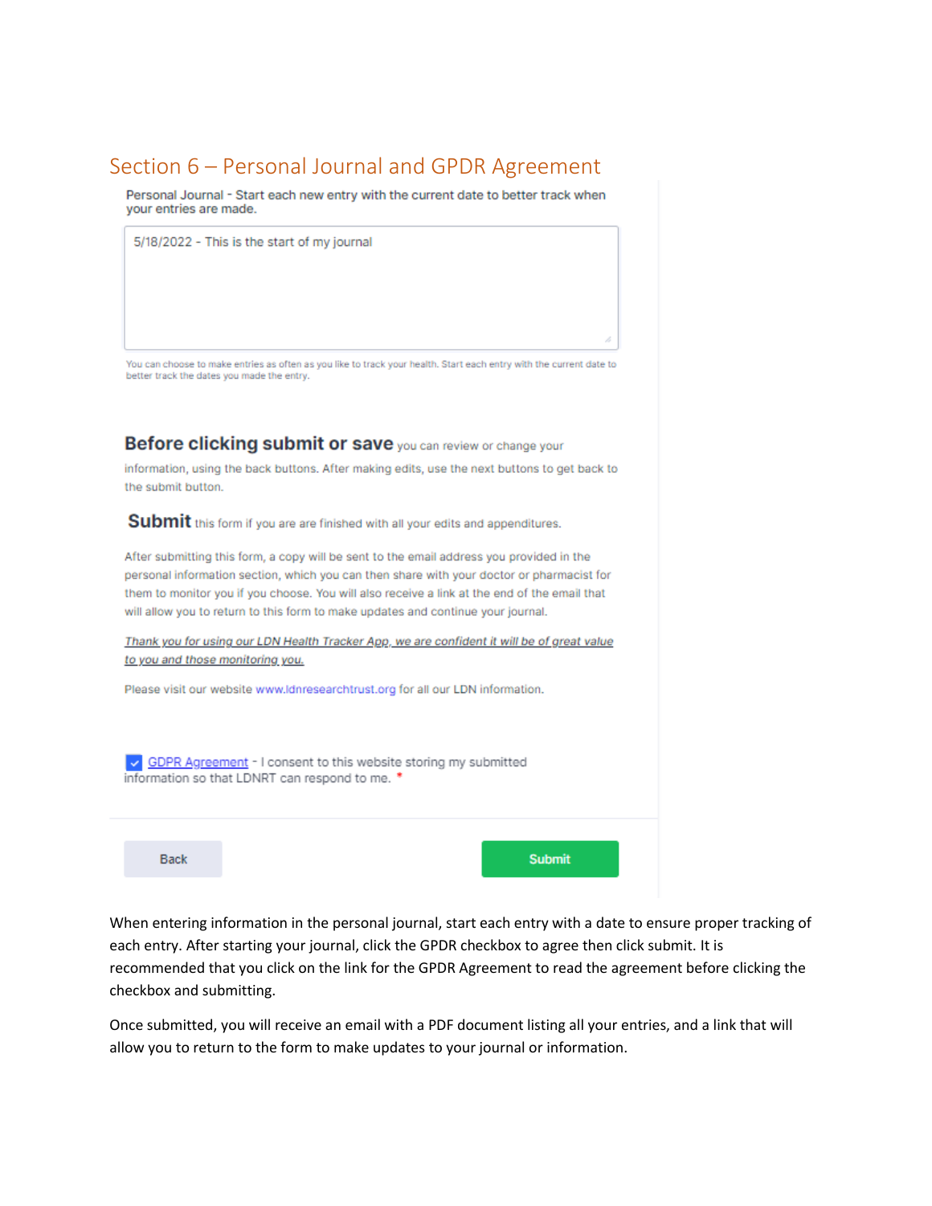## Section 6 – Personal Journal and GPDR Agreement

Personal Journal - Start each new entry with the current date to better track when your entries are made.

5/18/2022 - This is the start of my journal

You can choose to make entries as often as you like to track your health. Start each entry with the current date to better track the dates you made the entry.

**Before clicking submit or save** you can review or change your information, using the back buttons. After making edits, use the next buttons to get back to the submit button.

**Submit** this form if you are are finished with all your edits and appenditures.

After submitting this form, a copy will be sent to the email address you provided in the personal information section, which you can then share with your doctor or pharmacist for them to monitor you if you choose. You will also receive a link at the end of the email that will allow you to return to this form to make updates and continue your journal.

*Thank you for using our LDN Health Tracker App, we are confident it will be of great value to you and those monitoring you.*

Please visit our website www.ldnresearchtrust.org for all our LDN information.

☑ GDPR Agreement - I consent to this website storing my submitted information so that LDNRT can respond to me. *

Back | Submit

When entering information in the personal journal, start each entry with a date to ensure proper tracking of each entry. After starting your journal, click the GPDR checkbox to agree then click submit. It is recommended that you click on the link for the GPDR Agreement to read the agreement before clicking the checkbox and submitting.

Once submitted, you will receive an email with a PDF document listing all your entries, and a link that will allow you to return to the form to make updates to your journal or information.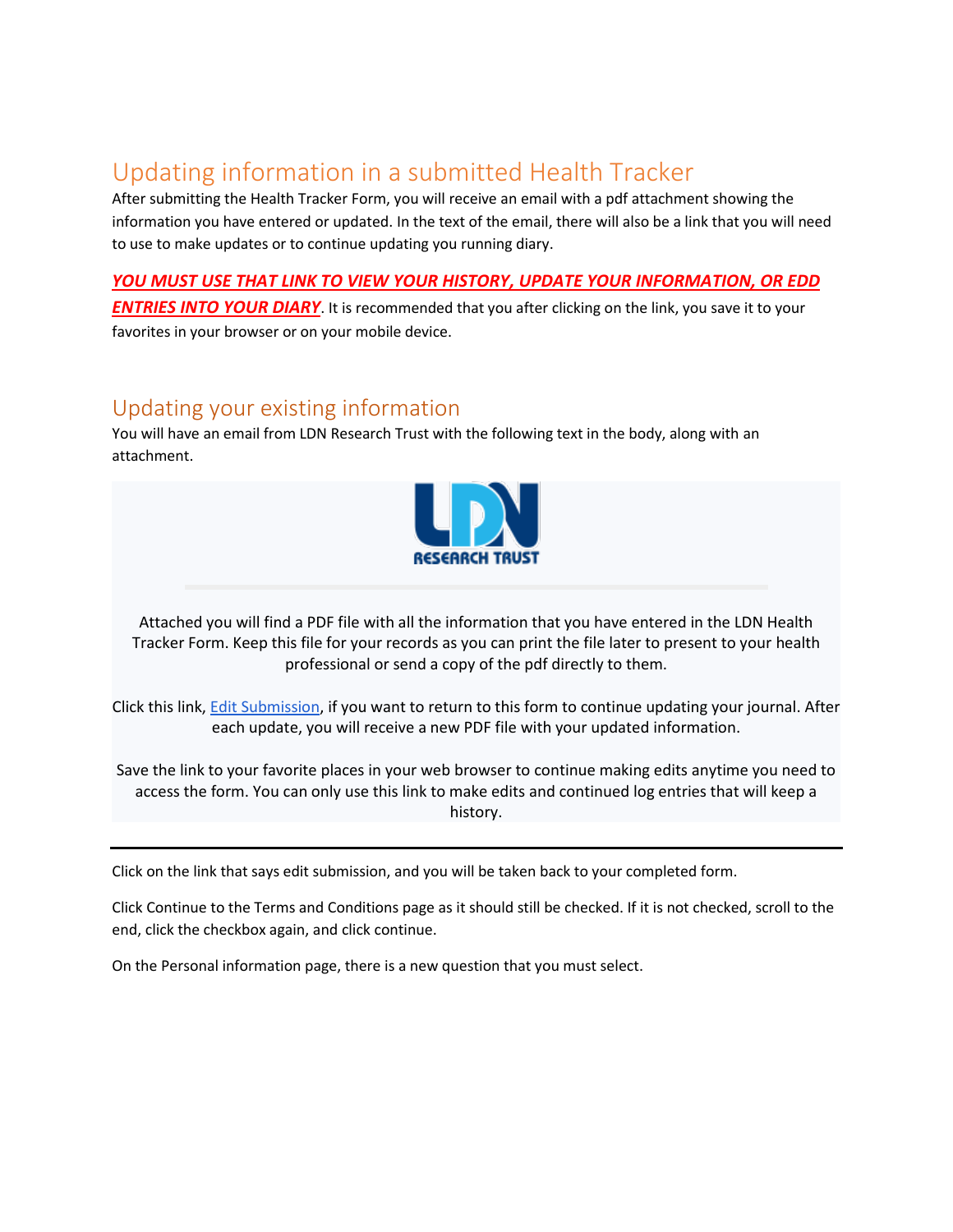## Updating information in a submitted Health Tracker

After submitting the Health Tracker Form, you will receive an email with a pdf attachment showing the information you have entered or updated. In the text of the email, there will also be a link that you will need to use to make updates or to continue updating you running diary.

***YOU MUST USE THAT LINK TO VIEW YOUR HISTORY, UPDATE YOUR INFORMATION, OR EDD ENTRIES INTO YOUR DIARY***. It is recommended that you after clicking on the link, you save it to your favorites in your browser or on your mobile device.

## Updating your existing information

You will have an email from LDN Research Trust with the following text in the body, along with an attachment.

LDN RESEARCH TRUST

Attached you will find a PDF file with all the information that you have entered in the LDN Health Tracker Form. Keep this file for your records as you can print the file later to present to your health professional or send a copy of the pdf directly to them.

Click this link, Edit Submission, if you want to return to this form to continue updating your journal. After each update, you will receive a new PDF file with your updated information.

Save the link to your favorite places in your web browser to continue making edits anytime you need to access the form. You can only use this link to make edits and continued log entries that will keep a history.

---

Click on the link that says edit submission, and you will be taken back to your completed form.

Click Continue to the Terms and Conditions page as it should still be checked. If it is not checked, scroll to the end, click the checkbox again, and click continue.

On the Personal information page, there is a new question that you must select.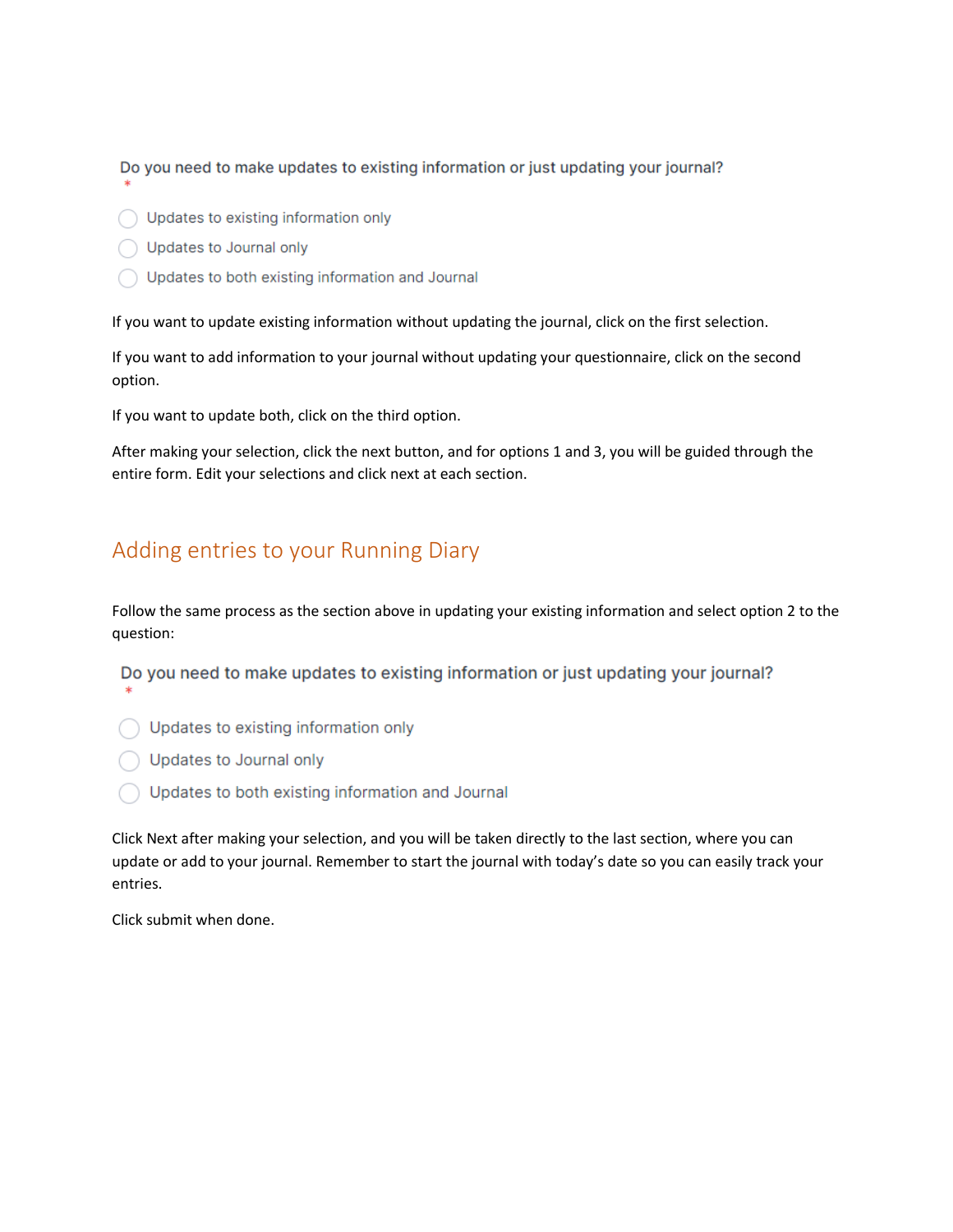Do you need to make updates to existing information or just updating your journal?
*

- ◯ Updates to existing information only
- ◯ Updates to Journal only
- ◯ Updates to both existing information and Journal

If you want to update existing information without updating the journal, click on the first selection.

If you want to add information to your journal without updating your questionnaire, click on the second option.

If you want to update both, click on the third option.

After making your selection, click the next button, and for options 1 and 3, you will be guided through the entire form. Edit your selections and click next at each section.

## Adding entries to your Running Diary

Follow the same process as the section above in updating your existing information and select option 2 to the question:

Do you need to make updates to existing information or just updating your journal?
*

- ◯ Updates to existing information only
- ◯ Updates to Journal only
- ◯ Updates to both existing information and Journal

Click Next after making your selection, and you will be taken directly to the last section, where you can update or add to your journal. Remember to start the journal with today's date so you can easily track your entries.

Click submit when done.